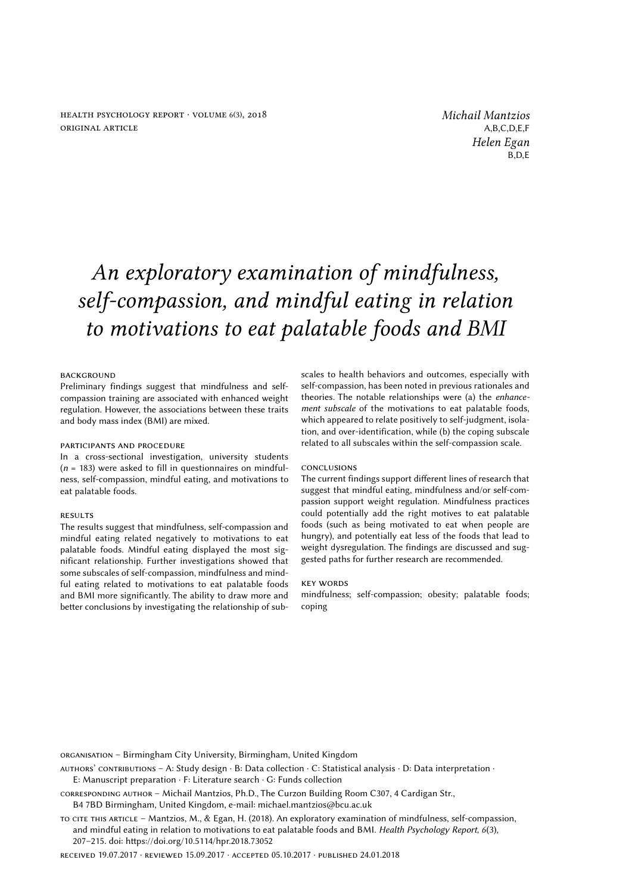Michail Mantzios
A,B,C,D,E,F

Helen Egan
B,D,E

# An exploratory examination of mindfulness, self-compassion, and mindful eating in relation to motivations to eat palatable foods and BMI

### BACKGROUND

Preliminary findings suggest that mindfulness and self-compassion training are associated with enhanced weight regulation. However, the associations between these traits and body mass index (BMI) are mixed.

### PARTICIPANTS AND PROCEDURE

In a cross-sectional investigation, university students (*n* = 183) were asked to fill in questionnaires on mindfulness, self-compassion, mindful eating, and motivations to eat palatable foods.

### RESULTS

The results suggest that mindfulness, self-compassion and mindful eating related negatively to motivations to eat palatable foods. Mindful eating displayed the most significant relationship. Further investigations showed that some subscales of self-compassion, mindfulness and mindful eating related to motivations to eat palatable foods and BMI more significantly. The ability to draw more and better conclusions by investigating the relationship of subscales to health behaviors and outcomes, especially with self-compassion, has been noted in previous rationales and theories. The notable relationships were (a) the *enhancement subscale* of the motivations to eat palatable foods, which appeared to relate positively to self-judgment, isolation, and over-identification, while (b) the coping subscale related to all subscales within the self-compassion scale.

### CONCLUSIONS

The current findings support different lines of research that suggest that mindful eating, mindfulness and/or self-compassion support weight regulation. Mindfulness practices could potentially add the right motives to eat palatable foods (such as being motivated to eat when people are hungry), and potentially eat less of the foods that lead to weight dysregulation. The findings are discussed and suggested paths for further research are recommended.

### KEY WORDS

mindfulness; self-compassion; obesity; palatable foods; coping

ORGANISATION – Birmingham City University, Birmingham, United Kingdom

AUTHORS' CONTRIBUTIONS – A: Study design · B: Data collection · C: Statistical analysis · D: Data interpretation · E: Manuscript preparation · F: Literature search · G: Funds collection

CORRESPONDING AUTHOR – Michail Mantzios, Ph.D., The Curzon Building Room C307, 4 Cardigan Str., B4 7BD Birmingham, United Kingdom, e-mail: michael.mantzios@bcu.ac.uk

TO CITE THIS ARTICLE – Mantzios, M., & Egan, H. (2018). An exploratory examination of mindfulness, self-compassion, and mindful eating in relation to motivations to eat palatable foods and BMI. *Health Psychology Report, 6*(3), 207–215. doi: https://doi.org/10.5114/hpr.2018.73052

RECEIVED 19.07.2017 · REVIEWED 15.09.2017 · ACCEPTED 05.10.2017 · PUBLISHED 24.01.2018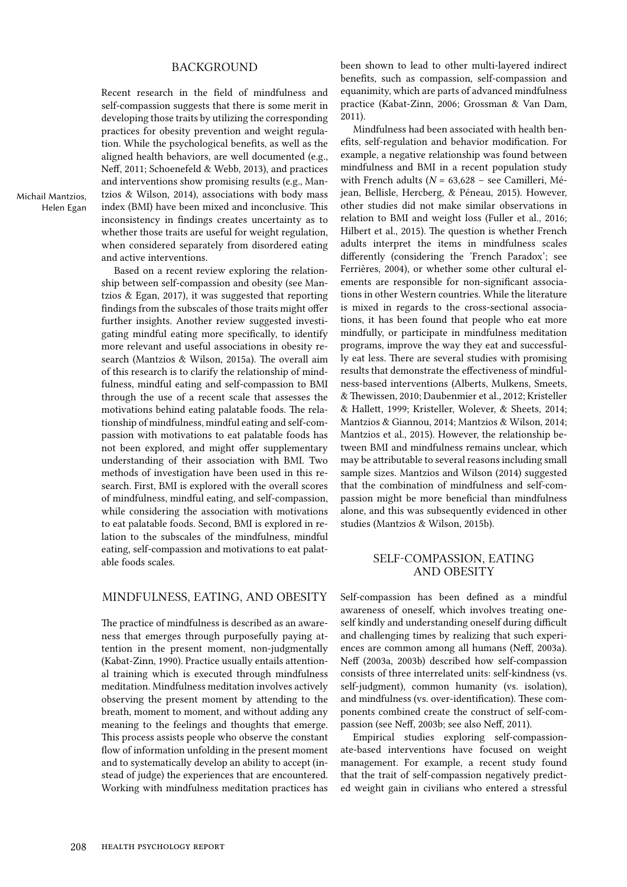## BACKGROUND

Recent research in the field of mindfulness and self-compassion suggests that there is some merit in developing those traits by utilizing the corresponding practices for obesity prevention and weight regulation. While the psychological benefits, as well as the aligned health behaviors, are well documented (e.g., Neff, 2011; Schoenefeld & Webb, 2013), and practices and interventions show promising results (e.g., Mantzios & Wilson, 2014), associations with body mass index (BMI) have been mixed and inconclusive. This inconsistency in findings creates uncertainty as to whether those traits are useful for weight regulation, when considered separately from disordered eating and active interventions.

Based on a recent review exploring the relationship between self-compassion and obesity (see Mantzios & Egan, 2017), it was suggested that reporting findings from the subscales of those traits might offer further insights. Another review suggested investigating mindful eating more specifically, to identify more relevant and useful associations in obesity research (Mantzios & Wilson, 2015a). The overall aim of this research is to clarify the relationship of mindfulness, mindful eating and self-compassion to BMI through the use of a recent scale that assesses the motivations behind eating palatable foods. The relationship of mindfulness, mindful eating and self-compassion with motivations to eat palatable foods has not been explored, and might offer supplementary understanding of their association with BMI. Two methods of investigation have been used in this research. First, BMI is explored with the overall scores of mindfulness, mindful eating, and self-compassion, while considering the association with motivations to eat palatable foods. Second, BMI is explored in relation to the subscales of the mindfulness, mindful eating, self-compassion and motivations to eat palatable foods scales.

## MINDFULNESS, EATING, AND OBESITY

The practice of mindfulness is described as an awareness that emerges through purposefully paying attention in the present moment, non-judgmentally (Kabat-Zinn, 1990). Practice usually entails attentional training which is executed through mindfulness meditation. Mindfulness meditation involves actively observing the present moment by attending to the breath, moment to moment, and without adding any meaning to the feelings and thoughts that emerge. This process assists people who observe the constant flow of information unfolding in the present moment and to systematically develop an ability to accept (instead of judge) the experiences that are encountered. Working with mindfulness meditation practices has been shown to lead to other multi-layered indirect benefits, such as compassion, self-compassion and equanimity, which are parts of advanced mindfulness practice (Kabat-Zinn, 2006; Grossman & Van Dam, 2011).

Mindfulness had been associated with health benefits, self-regulation and behavior modification. For example, a negative relationship was found between mindfulness and BMI in a recent population study with French adults (*N* = 63,628 – see Camilleri, Méjean, Bellisle, Hercberg, & Péneau, 2015). However, other studies did not make similar observations in relation to BMI and weight loss (Fuller et al., 2016; Hilbert et al., 2015). The question is whether French adults interpret the items in mindfulness scales differently (considering the 'French Paradox'; see Ferrières, 2004), or whether some other cultural elements are responsible for non-significant associations in other Western countries. While the literature is mixed in regards to the cross-sectional associations, it has been found that people who eat more mindfully, or participate in mindfulness meditation programs, improve the way they eat and successfully eat less. There are several studies with promising results that demonstrate the effectiveness of mindfulness-based interventions (Alberts, Mulkens, Smeets, & Thewissen, 2010; Daubenmier et al., 2012; Kristeller & Hallett, 1999; Kristeller, Wolever, & Sheets, 2014; Mantzios & Giannou, 2014; Mantzios & Wilson, 2014; Mantzios et al., 2015). However, the relationship between BMI and mindfulness remains unclear, which may be attributable to several reasons including small sample sizes. Mantzios and Wilson (2014) suggested that the combination of mindfulness and self-compassion might be more beneficial than mindfulness alone, and this was subsequently evidenced in other studies (Mantzios & Wilson, 2015b).

## SELF-COMPASSION, EATING AND OBESITY

Self-compassion has been defined as a mindful awareness of oneself, which involves treating oneself kindly and understanding oneself during difficult and challenging times by realizing that such experiences are common among all humans (Neff, 2003a). Neff (2003a, 2003b) described how self-compassion consists of three interrelated units: self-kindness (vs. self-judgment), common humanity (vs. isolation), and mindfulness (vs. over-identification). These components combined create the construct of self-compassion (see Neff, 2003b; see also Neff, 2011).

Empirical studies exploring self-compassionate-based interventions have focused on weight management. For example, a recent study found that the trait of self-compassion negatively predicted weight gain in civilians who entered a stressful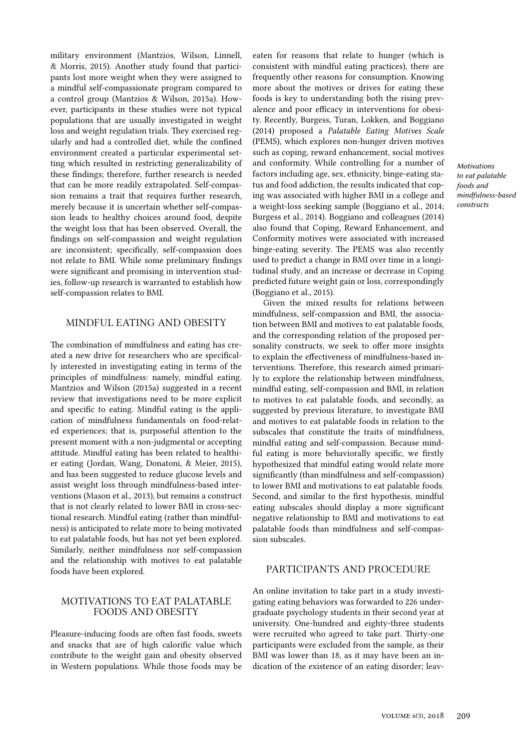military environment (Mantzios, Wilson, Linnell, & Morris, 2015). Another study found that participants lost more weight when they were assigned to a mindful self-compassionate program compared to a control group (Mantzios & Wilson, 2015a). However, participants in these studies were not typical populations that are usually investigated in weight loss and weight regulation trials. They exercised regularly and had a controlled diet, while the confined environment created a particular experimental setting which resulted in restricting generalizability of these findings; therefore, further research is needed that can be more readily extrapolated. Self-compassion remains a trait that requires further research, merely because it is uncertain whether self-compassion leads to healthy choices around food, despite the weight loss that has been observed. Overall, the findings on self-compassion and weight regulation are inconsistent; specifically, self-compassion does not relate to BMI. While some preliminary findings were significant and promising in intervention studies, follow-up research is warranted to establish how self-compassion relates to BMI.

## MINDFUL EATING AND OBESITY

The combination of mindfulness and eating has created a new drive for researchers who are specifically interested in investigating eating in terms of the principles of mindfulness: namely, mindful eating. Mantzios and Wilson (2015a) suggested in a recent review that investigations need to be more explicit and specific to eating. Mindful eating is the application of mindfulness fundamentals on food-related experiences; that is, purposeful attention to the present moment with a non-judgmental or accepting attitude. Mindful eating has been related to healthier eating (Jordan, Wang, Donatoni, & Meier, 2015), and has been suggested to reduce glucose levels and assist weight loss through mindfulness-based interventions (Mason et al., 2013), but remains a construct that is not clearly related to lower BMI in cross-sectional research. Mindful eating (rather than mindfulness) is anticipated to relate more to being motivated to eat palatable foods, but has not yet been explored. Similarly, neither mindfulness nor self-compassion and the relationship with motives to eat palatable foods have been explored.

## MOTIVATIONS TO EAT PALATABLE FOODS AND OBESITY

Pleasure-inducing foods are often fast foods, sweets and snacks that are of high calorific value which contribute to the weight gain and obesity observed in Western populations. While those foods may be eaten for reasons that relate to hunger (which is consistent with mindful eating practices), there are frequently other reasons for consumption. Knowing more about the motives or drives for eating these foods is key to understanding both the rising prevalence and poor efficacy in interventions for obesity. Recently, Burgess, Turan, Lokken, and Boggiano (2014) proposed a *Palatable Eating Motives Scale* (PEMS), which explores non-hunger driven motives such as coping, reward enhancement, social motives and conformity. While controlling for a number of factors including age, sex, ethnicity, binge-eating status and food addiction, the results indicated that coping was associated with higher BMI in a college and a weight-loss seeking sample (Boggiano et al., 2014; Burgess et al., 2014). Boggiano and colleagues (2014) also found that Coping, Reward Enhancement, and Conformity motives were associated with increased binge-eating severity. The PEMS was also recently used to predict a change in BMI over time in a longitudinal study, and an increase or decrease in Coping predicted future weight gain or loss, correspondingly (Boggiano et al., 2015).

Given the mixed results for relations between mindfulness, self-compassion and BMI, the association between BMI and motives to eat palatable foods, and the corresponding relation of the proposed personality constructs, we seek to offer more insights to explain the effectiveness of mindfulness-based interventions. Therefore, this research aimed primarily to explore the relationship between mindfulness, mindful eating, self-compassion and BMI, in relation to motives to eat palatable foods, and secondly, as suggested by previous literature, to investigate BMI and motives to eat palatable foods in relation to the subscales that constitute the traits of mindfulness, mindful eating and self-compassion. Because mindful eating is more behaviorally specific, we firstly hypothesized that mindful eating would relate more significantly (than mindfulness and self-compassion) to lower BMI and motivations to eat palatable foods. Second, and similar to the first hypothesis, mindful eating subscales should display a more significant negative relationship to BMI and motivations to eat palatable foods than mindfulness and self-compassion subscales.

## PARTICIPANTS AND PROCEDURE

An online invitation to take part in a study investigating eating behaviors was forwarded to 226 undergraduate psychology students in their second year at university. One-hundred and eighty-three students were recruited who agreed to take part. Thirty-one participants were excluded from the sample, as their BMI was lower than 18, as it may have been an indication of the existence of an eating disorder; leav-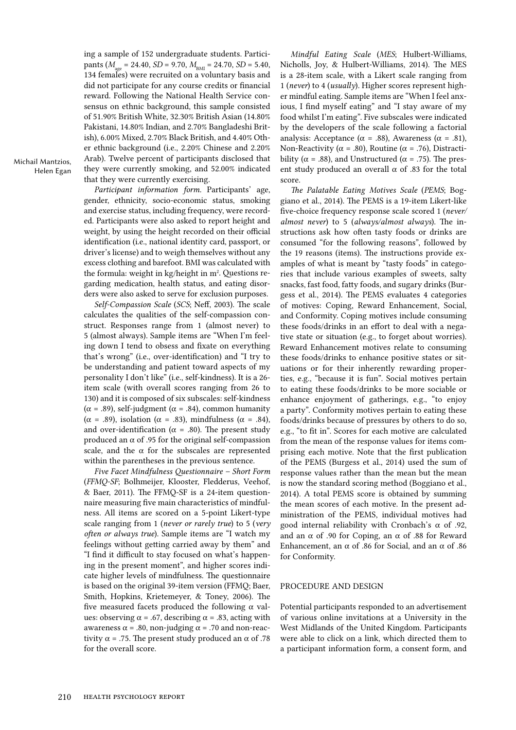ing a sample of 152 undergraduate students. Participants ($M_{age}$ = 24.40, $SD$ = 9.70, $M_{BMI}$ = 24.70, $SD$ = 5.40, 134 females) were recruited on a voluntary basis and did not participate for any course credits or financial reward. Following the National Health Service consensus on ethnic background, this sample consisted of 51.90% British White, 32.30% British Asian (14.80% Pakistani, 14.80% Indian, and 2.70% Bangladeshi British), 6.00% Mixed, 2.70% Black British, and 4.40% Other ethnic background (i.e., 2.20% Chinese and 2.20% Arab). Twelve percent of participants disclosed that they were currently smoking, and 52.00% indicated that they were currently exercising.

*Participant information form.* Participants' age, gender, ethnicity, socio-economic status, smoking and exercise status, including frequency, were recorded. Participants were also asked to report height and weight, by using the height recorded on their official identification (i.e., national identity card, passport, or driver's license) and to weigh themselves without any excess clothing and barefoot. BMI was calculated with the formula: weight in kg/height in $m^2$. Questions regarding medication, health status, and eating disorders were also asked to serve for exclusion purposes.

*Self-Compassion Scale* (*SCS*; Neff, 2003). The scale calculates the qualities of the self-compassion construct. Responses range from 1 (almost never) to 5 (almost always). Sample items are "When I'm feeling down I tend to obsess and fixate on everything that's wrong" (i.e., over-identification) and "I try to be understanding and patient toward aspects of my personality I don't like" (i.e., self-kindness). It is a 26-item scale (with overall scores ranging from 26 to 130) and it is composed of six subscales: self-kindness ($\alpha$ = .89), self-judgment ($\alpha$ = .84), common humanity ($\alpha$ = .89), isolation ($\alpha$ = .83), mindfulness ($\alpha$ = .84), and over-identification ($\alpha$ = .80). The present study produced an $\alpha$ of .95 for the original self-compassion scale, and the $\alpha$ for the subscales are represented within the parentheses in the previous sentence.

*Five Facet Mindfulness Questionnaire – Short Form* (*FFMQ-SF*; Bolhmeijer, Klooster, Fledderus, Veehof, & Baer, 2011). The FFMQ-SF is a 24-item questionnaire measuring five main characteristics of mindfulness. All items are scored on a 5-point Likert-type scale ranging from 1 (*never or rarely true*) to 5 (*very often or always true*). Sample items are "I watch my feelings without getting carried away by them" and "I find it difficult to stay focused on what's happening in the present moment", and higher scores indicate higher levels of mindfulness. The questionnaire is based on the original 39-item version (FFMQ; Baer, Smith, Hopkins, Krietemeyer, & Toney, 2006). The five measured facets produced the following $\alpha$ values: observing $\alpha$ = .67, describing $\alpha$ = .83, acting with awareness $\alpha$ = .80, non-judging $\alpha$ = .70 and non-reactivity $\alpha$ = .75. The present study produced an $\alpha$ of .78 for the overall score.

*Mindful Eating Scale* (*MES*; Hulbert-Williams, Nicholls, Joy, & Hulbert-Williams, 2014). The MES is a 28-item scale, with a Likert scale ranging from 1 (*never*) to 4 (*usually*). Higher scores represent higher mindful eating. Sample items are "When I feel anxious, I find myself eating" and "I stay aware of my food whilst I'm eating". Five subscales were indicated by the developers of the scale following a factorial analysis: Acceptance ($\alpha$ = .88), Awareness ($\alpha$ = .81), Non-Reactivity ($\alpha$ = .80), Routine ($\alpha$ = .76), Distractibility ($\alpha$ = .88), and Unstructured ($\alpha$ = .75). The present study produced an overall $\alpha$ of .83 for the total score.

*The Palatable Eating Motives Scale* (*PEMS*; Boggiano et al., 2014). The PEMS is a 19-item Likert-like five-choice frequency response scale scored 1 (*never/almost never*) to 5 (*always/almost always*). The instructions ask how often tasty foods or drinks are consumed "for the following reasons", followed by the 19 reasons (items). The instructions provide examples of what is meant by "tasty foods" in categories that include various examples of sweets, salty snacks, fast food, fatty foods, and sugary drinks (Burgess et al., 2014). The PEMS evaluates 4 categories of motives: Coping, Reward Enhancement, Social, and Conformity. Coping motives include consuming these foods/drinks in an effort to deal with a negative state or situation (e.g., to forget about worries). Reward Enhancement motives relate to consuming these foods/drinks to enhance positive states or situations or for their inherently rewarding properties, e.g., "because it is fun". Social motives pertain to eating these foods/drinks to be more sociable or enhance enjoyment of gatherings, e.g., "to enjoy a party". Conformity motives pertain to eating these foods/drinks because of pressures by others to do so, e.g., "to fit in". Scores for each motive are calculated from the mean of the response values for items comprising each motive. Note that the first publication of the PEMS (Burgess et al., 2014) used the sum of response values rather than the mean but the mean is now the standard scoring method (Boggiano et al., 2014). A total PEMS score is obtained by summing the mean scores of each motive. In the present administration of the PEMS, individual motives had good internal reliability with Cronbach's $\alpha$ of .92, and an $\alpha$ of .90 for Coping, an $\alpha$ of .88 for Reward Enhancement, an $\alpha$ of .86 for Social, and an $\alpha$ of .86 for Conformity.

## PROCEDURE AND DESIGN

Potential participants responded to an advertisement of various online invitations at a University in the West Midlands of the United Kingdom. Participants were able to click on a link, which directed them to a participant information form, a consent form, and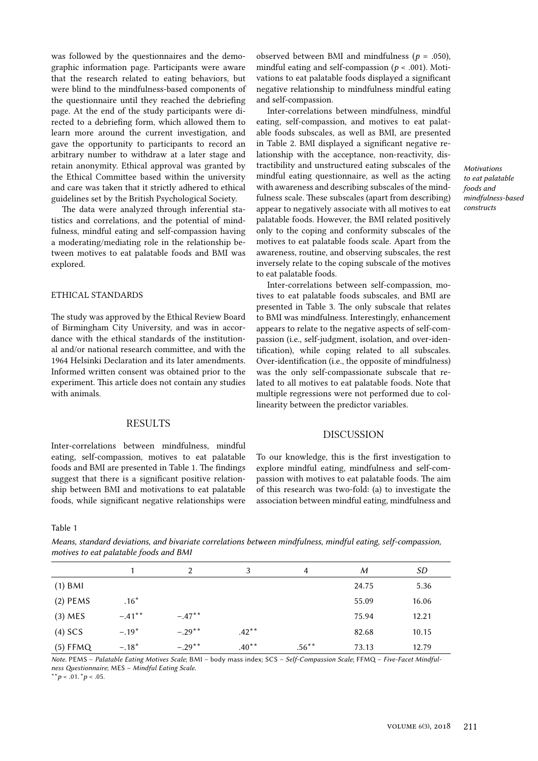was followed by the questionnaires and the demographic information page. Participants were aware that the research related to eating behaviors, but were blind to the mindfulness-based components of the questionnaire until they reached the debriefing page. At the end of the study participants were directed to a debriefing form, which allowed them to learn more around the current investigation, and gave the opportunity to participants to record an arbitrary number to withdraw at a later stage and retain anonymity. Ethical approval was granted by the Ethical Committee based within the university and care was taken that it strictly adhered to ethical guidelines set by the British Psychological Society.

The data were analyzed through inferential statistics and correlations, and the potential of mindfulness, mindful eating and self-compassion having a moderating/mediating role in the relationship between motives to eat palatable foods and BMI was explored.

## ETHICAL STANDARDS

The study was approved by the Ethical Review Board of Birmingham City University, and was in accordance with the ethical standards of the institutional and/or national research committee, and with the 1964 Helsinki Declaration and its later amendments. Informed written consent was obtained prior to the experiment. This article does not contain any studies with animals.

## RESULTS

Inter-correlations between mindfulness, mindful eating, self-compassion, motives to eat palatable foods and BMI are presented in Table 1. The findings suggest that there is a significant positive relationship between BMI and motivations to eat palatable foods, while significant negative relationships were observed between BMI and mindfulness ($p$ = .050), mindful eating and self-compassion ($p$ < .001). Motivations to eat palatable foods displayed a significant negative relationship to mindfulness mindful eating and self-compassion.

Inter-correlations between mindfulness, mindful eating, self-compassion, and motives to eat palatable foods subscales, as well as BMI, are presented in Table 2. BMI displayed a significant negative relationship with the acceptance, non-reactivity, distractibility and unstructured eating subscales of the mindful eating questionnaire, as well as the acting with awareness and describing subscales of the mindfulness scale. These subscales (apart from describing) appear to negatively associate with all motives to eat palatable foods. However, the BMI related positively only to the coping and conformity subscales of the motives to eat palatable foods scale. Apart from the awareness, routine, and observing subscales, the rest inversely relate to the coping subscale of the motives to eat palatable foods.

Inter-correlations between self-compassion, motives to eat palatable foods subscales, and BMI are presented in Table 3. The only subscale that relates to BMI was mindfulness. Interestingly, enhancement appears to relate to the negative aspects of self-compassion (i.e., self-judgment, isolation, and over-identification), while coping related to all subscales. Over-identification (i.e., the opposite of mindfulness) was the only self-compassionate subscale that related to all motives to eat palatable foods. Note that multiple regressions were not performed due to collinearity between the predictor variables.

## DISCUSSION

To our knowledge, this is the first investigation to explore mindful eating, mindfulness and self-compassion with motives to eat palatable foods. The aim of this research was two-fold: (a) to investigate the association between mindful eating, mindfulness and

Table 1

*Means, standard deviations, and bivariate correlations between mindfulness, mindful eating, self-compassion, motives to eat palatable foods and BMI*

| | 1 | 2 | 3 | 4 | *M* | *SD* |
|---|---|---|---|---|---|---|
| (1) BMI | | | | | 24.75 | 5.36 |
| (2) PEMS | .16* | | | | 55.09 | 16.06 |
| (3) MES | –.41** | –.47** | | | 75.94 | 12.21 |
| (4) SCS | –.19* | –.29** | .42** | | 82.68 | 10.15 |
| (5) FFMQ | –.18* | –.29** | .40** | .56** | 73.13 | 12.79 |

*Note.* PEMS – *Palatable Eating Motives Scale*; BMI – body mass index; SCS – *Self-Compassion Scale*; FFMQ – *Five-Facet Mindfulness Questionnaire*; MES – *Mindful Eating Scale.*
**$p$ < .01. *$p$ < .05.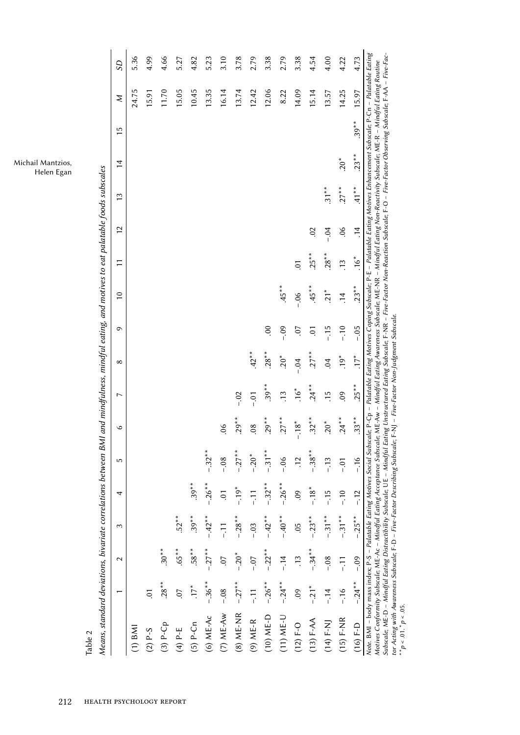Table 2

*Means, standard deviations, bivariate correlations between BMI and mindfulness, mindful eating, and motives to eat palatable foods subscales*

| | 1 | 2 | 3 | 4 | 5 | 6 | 7 | 8 | 9 | 10 | 11 | 12 | 13 | 14 | 15 | *M* | *SD* |
|---|---|---|---|---|---|---|---|---|---|---|---|---|---|---|---|---|---|
| (1) BMI | | | | | | | | | | | | | | | | 24.75 | 5.36 |
| (2) P-S | .01 | | | | | | | | | | | | | | | 15.91 | 4.99 |
| (3) P-Cp | .28** | .30** | | | | | | | | | | | | | | 11.70 | 4.66 |
| (4) P-E | .07 | .65** | .52** | | | | | | | | | | | | | 15.05 | 5.27 |
| (5) P-Cn | .17* | .58** | .39** | .39** | | | | | | | | | | | | 10.45 | 4.82 |
| (6) ME-Ac | –.36** | –.27** | –.42** | –.26** | –.32** | | | | | | | | | | | 13.35 | 5.23 |
| (7) ME-Aw | –.08 | .07 | –.11 | .01 | –.08 | .06 | | | | | | | | | | 16.14 | 3.10 |
| (8) ME-NR | –.27** | –.20* | –.28** | –.19* | –.27** | .29** | –.02 | | | | | | | | | 13.74 | 3.78 |
| (9) ME-R | –.11 | –.07 | –.03 | –.11 | –.20* | .08 | –.01 | .42** | | | | | | | | 12.42 | 2.79 |
| (10) ME-D | –.26** | –.22** | –.42** | –.32** | –.31** | .29** | .39** | .28** | .00 | | | | | | | 12.06 | 3.38 |
| (11) ME-U | –.24** | –.14 | –.40** | –.26** | –.06 | .27** | .13 | .20* | –.09 | .45** | | | | | | 8.22 | 2.79 |
| (12) F-O | .09 | .13 | .05 | .09 | .12 | –.18* | .16* | –.04 | .07 | –.06 | .01 | | | | | 14.09 | 3.38 |
| (13) F-AA | –.21* | –.34** | –.23** | –.18* | –.38** | .32** | .24** | .27** | .01 | .45** | .25** | .02 | | | | 15.14 | 4.54 |
| (14) F-NJ | –.14 | –.08 | –.31** | –.15 | –.13 | .20* | .15 | .04 | –.15 | .21* | .28** | –.04 | .31** | | | 13.57 | 4.00 |
| (15) F-NR | –.16 | –.11 | –.31** | –.10 | –.01 | .24** | .09 | .19* | –.10 | .14 | .13 | .06 | .27** | .20* | | 14.25 | 4.22 |
| (16) F-D | –.24** | –.09 | –.25** | –.12 | –.16 | .33** | .25** | .17* | –.05 | .23** | .16* | .14 | .41** | .23** | .39** | 15.97 | 4.73 |

*Note.* BMI – body mass index; P-S – *Palatable Eating Motives Social Subscale*; P-Cp – *Palatable Eating Motives Coping Subscale*; P-E – *Palatable Eating Motives Enhancement Subscale*; P-Cn – *Palatable Eating Motives Conformity Subscale*; ME-Ac – *Mindful Eating Acceptance Subscale*; ME-Aw – *Mindful Eating Awareness Subscale*; ME-NR – *Mindful Eating Non-Reactivity Subscale*; ME-R – *Mindful Eating Routine Subscale*; ME-D – *Mindful Eating Distractibility Subscale*; UE – *Mindful Eating Unstructured Eating Subscale*; F-NR – *Five-Factor Non-Reaction Subscale*; F-O – *Five-Factor Observing Subscale*; F-AA – *Five-Factor Acting with Awareness Subscale*; F-D – *Five-Factor Describing Subscale*; F-NJ – *Five-Factor Non-Judgment Subscale*.
$^{**}p < .01$. $^{*}p < .05$.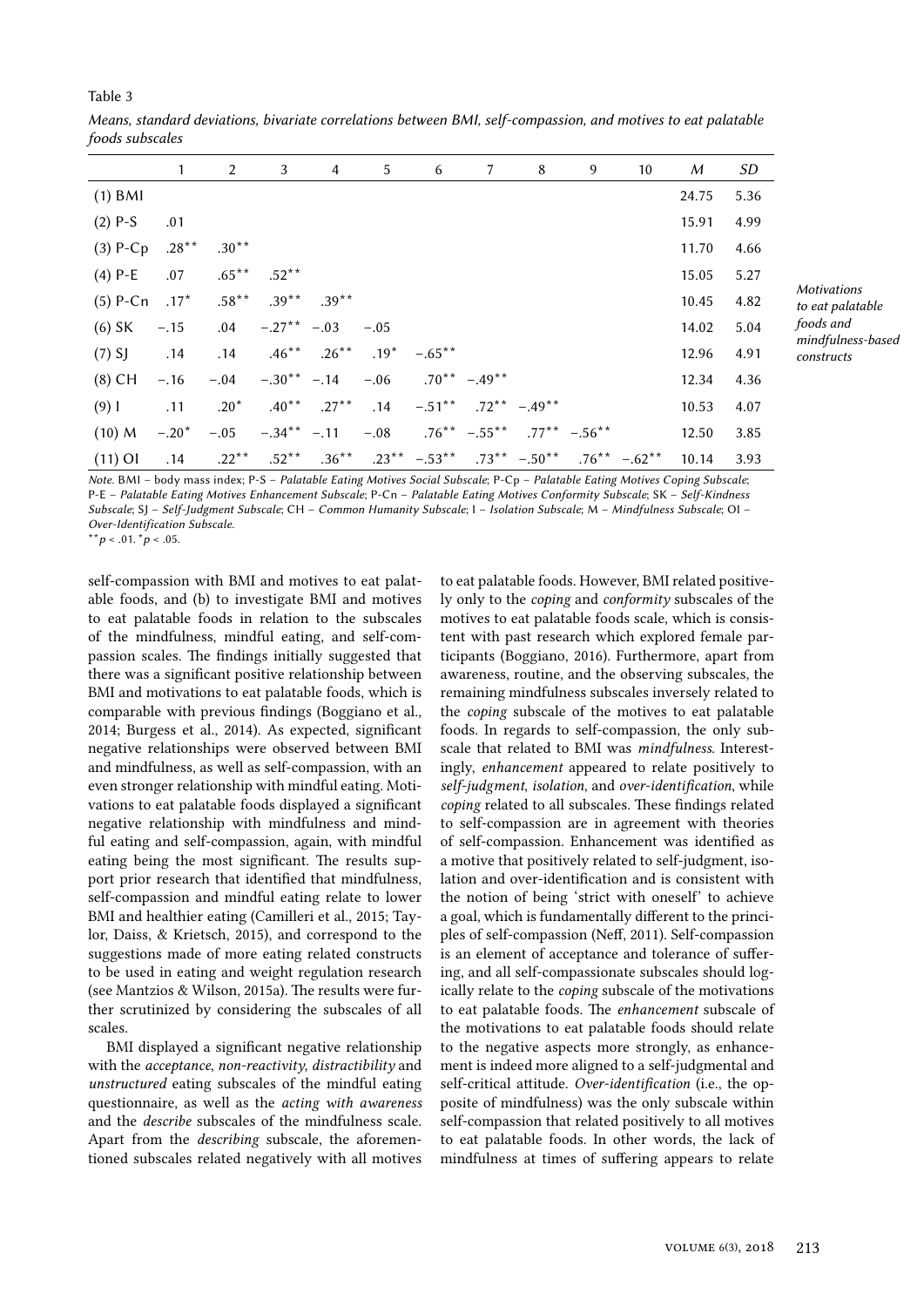Table 3

*Means, standard deviations, bivariate correlations between BMI, self-compassion, and motives to eat palatable foods subscales*

| | 1 | 2 | 3 | 4 | 5 | 6 | 7 | 8 | 9 | 10 | *M* | *SD* |
|---|---|---|---|---|---|---|---|---|---|---|---|---|
| (1) BMI | | | | | | | | | | | 24.75 | 5.36 |
| (2) P-S | .01 | | | | | | | | | | 15.91 | 4.99 |
| (3) P-Cp | .28** | .30** | | | | | | | | | 11.70 | 4.66 |
| (4) P-E | .07 | .65** | .52** | | | | | | | | 15.05 | 5.27 |
| (5) P-Cn | .17* | .58** | .39** | .39** | | | | | | | 10.45 | 4.82 |
| (6) SK | −.15 | .04 | −.27** | −.03 | −.05 | | | | | | 14.02 | 5.04 |
| (7) SJ | .14 | .14 | .46** | .26** | .19* | −.65** | | | | | 12.96 | 4.91 |
| (8) CH | −.16 | −.04 | −.30** | −.14 | −.06 | .70** | −.49** | | | | 12.34 | 4.36 |
| (9) I | .11 | .20* | .40** | .27** | .14 | −.51** | .72** | −.49** | | | 10.53 | 4.07 |
| (10) M | −.20* | −.05 | −.34** | −.11 | −.08 | .76** | −.55** | .77** | −.56** | | 12.50 | 3.85 |
| (11) OI | .14 | .22** | .52** | .36** | .23** | −.53** | .73** | −.50** | .76** | −.62** | 10.14 | 3.93 |

*Note.* BMI – body mass index; P-S – *Palatable Eating Motives Social Subscale*; P-Cp – *Palatable Eating Motives Coping Subscale*; P-E – *Palatable Eating Motives Enhancement Subscale*; P-Cn – *Palatable Eating Motives Conformity Subscale*; SK – *Self-Kindness Subscale*; SJ – *Self-Judgment Subscale*; CH – *Common Humanity Subscale*; I – *Isolation Subscale*; M – *Mindfulness Subscale*; OI – *Over-Identification Subscale*.
$^{**}p < .01$. $^{*}p < .05$.

self-compassion with BMI and motives to eat palatable foods, and (b) to investigate BMI and motives to eat palatable foods in relation to the subscales of the mindfulness, mindful eating, and self-compassion scales. The findings initially suggested that there was a significant positive relationship between BMI and motivations to eat palatable foods, which is comparable with previous findings (Boggiano et al., 2014; Burgess et al., 2014). As expected, significant negative relationships were observed between BMI and mindfulness, as well as self-compassion, with an even stronger relationship with mindful eating. Motivations to eat palatable foods displayed a significant negative relationship with mindfulness and mindful eating and self-compassion, again, with mindful eating being the most significant. The results support prior research that identified that mindfulness, self-compassion and mindful eating relate to lower BMI and healthier eating (Camilleri et al., 2015; Taylor, Daiss, & Krietsch, 2015), and correspond to the suggestions made of more eating related constructs to be used in eating and weight regulation research (see Mantzios & Wilson, 2015a). The results were further scrutinized by considering the subscales of all scales.

BMI displayed a significant negative relationship with the *acceptance*, *non-reactivity*, *distractibility* and *unstructured* eating subscales of the mindful eating questionnaire, as well as the *acting with awareness* and the *describe* subscales of the mindfulness scale. Apart from the *describing* subscale, the aforementioned subscales related negatively with all motives to eat palatable foods. However, BMI related positively only to the *coping* and *conformity* subscales of the motives to eat palatable foods scale, which is consistent with past research which explored female participants (Boggiano, 2016). Furthermore, apart from awareness, routine, and the observing subscales, the remaining mindfulness subscales inversely related to the *coping* subscale of the motives to eat palatable foods. In regards to self-compassion, the only subscale that related to BMI was *mindfulness*. Interestingly, *enhancement* appeared to relate positively to *self-judgment*, *isolation*, and *over-identification*, while *coping* related to all subscales. These findings related to self-compassion are in agreement with theories of self-compassion. Enhancement was identified as a motive that positively related to self-judgment, isolation and over-identification and is consistent with the notion of being 'strict with oneself' to achieve a goal, which is fundamentally different to the principles of self-compassion (Neff, 2011). Self-compassion is an element of acceptance and tolerance of suffering, and all self-compassionate subscales should logically relate to the *coping* subscale of the motivations to eat palatable foods. The *enhancement* subscale of the motivations to eat palatable foods should relate to the negative aspects more strongly, as enhancement is indeed more aligned to a self-judgmental and self-critical attitude. *Over-identification* (i.e., the opposite of mindfulness) was the only subscale within self-compassion that related positively to all motives to eat palatable foods. In other words, the lack of mindfulness at times of suffering appears to relate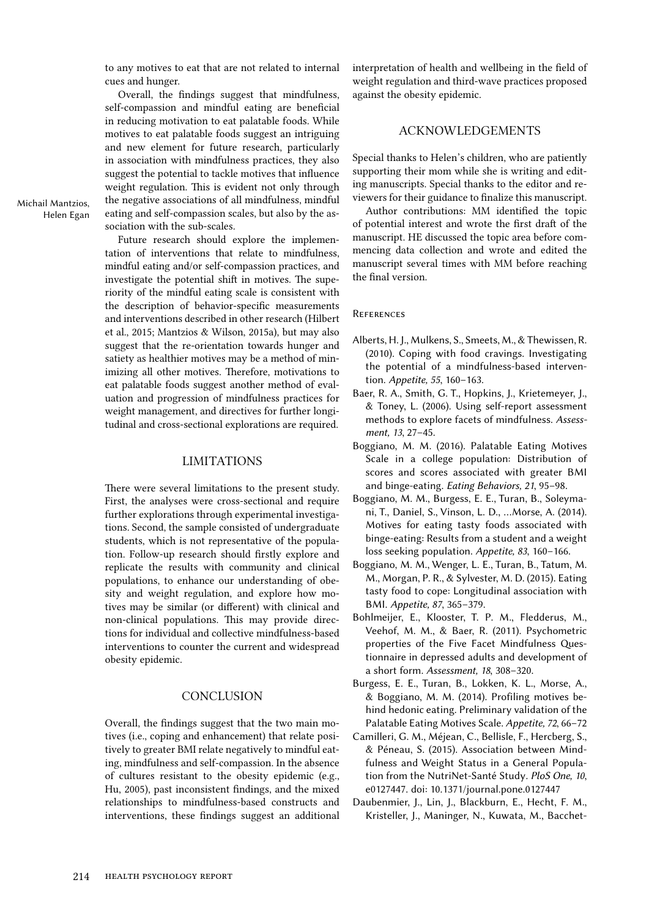to any motives to eat that are not related to internal cues and hunger.

Overall, the findings suggest that mindfulness, self-compassion and mindful eating are beneficial in reducing motivation to eat palatable foods. While motives to eat palatable foods suggest an intriguing and new element for future research, particularly in association with mindfulness practices, they also suggest the potential to tackle motives that influence weight regulation. This is evident not only through the negative associations of all mindfulness, mindful eating and self-compassion scales, but also by the association with the sub-scales.

Future research should explore the implementation of interventions that relate to mindfulness, mindful eating and/or self-compassion practices, and investigate the potential shift in motives. The superiority of the mindful eating scale is consistent with the description of behavior-specific measurements and interventions described in other research (Hilbert et al., 2015; Mantzios & Wilson, 2015a), but may also suggest that the re-orientation towards hunger and satiety as healthier motives may be a method of minimizing all other motives. Therefore, motivations to eat palatable foods suggest another method of evaluation and progression of mindfulness practices for weight management, and directives for further longitudinal and cross-sectional explorations are required.

## LIMITATIONS

There were several limitations to the present study. First, the analyses were cross-sectional and require further explorations through experimental investigations. Second, the sample consisted of undergraduate students, which is not representative of the population. Follow-up research should firstly explore and replicate the results with community and clinical populations, to enhance our understanding of obesity and weight regulation, and explore how motives may be similar (or different) with clinical and non-clinical populations. This may provide directions for individual and collective mindfulness-based interventions to counter the current and widespread obesity epidemic.

## CONCLUSION

Overall, the findings suggest that the two main motives (i.e., coping and enhancement) that relate positively to greater BMI relate negatively to mindful eating, mindfulness and self-compassion. In the absence of cultures resistant to the obesity epidemic (e.g., Hu, 2005), past inconsistent findings, and the mixed relationships to mindfulness-based constructs and interventions, these findings suggest an additional interpretation of health and wellbeing in the field of weight regulation and third-wave practices proposed against the obesity epidemic.

## ACKNOWLEDGEMENTS

Special thanks to Helen's children, who are patiently supporting their mom while she is writing and editing manuscripts. Special thanks to the editor and reviewers for their guidance to finalize this manuscript.

Author contributions: MM identified the topic of potential interest and wrote the first draft of the manuscript. HE discussed the topic area before commencing data collection and wrote and edited the manuscript several times with MM before reaching the final version.

## References

Alberts, H. J., Mulkens, S., Smeets, M., & Thewissen, R. (2010). Coping with food cravings. Investigating the potential of a mindfulness-based intervention. *Appetite, 55*, 160–163.

Baer, R. A., Smith, G. T., Hopkins, J., Krietemeyer, J., & Toney, L. (2006). Using self-report assessment methods to explore facets of mindfulness. *Assessment, 13*, 27–45.

Boggiano, M. M. (2016). Palatable Eating Motives Scale in a college population: Distribution of scores and scores associated with greater BMI and binge-eating. *Eating Behaviors, 21*, 95–98.

Boggiano, M. M., Burgess, E. E., Turan, B., Soleymani, T., Daniel, S., Vinson, L. D., …Morse, A. (2014). Motives for eating tasty foods associated with binge-eating: Results from a student and a weight loss seeking population. *Appetite, 83*, 160–166.

Boggiano, M. M., Wenger, L. E., Turan, B., Tatum, M. M., Morgan, P. R., & Sylvester, M. D. (2015). Eating tasty food to cope: Longitudinal association with BMI. *Appetite, 87*, 365–379.

Bohlmeijer, E., Klooster, T. P. M., Fledderus, M., Veehof, M. M., & Baer, R. (2011). Psychometric properties of the Five Facet Mindfulness Questionnaire in depressed adults and development of a short form. *Assessment, 18*, 308–320.

Burgess, E. E., Turan, B., Lokken, K. L., Morse, A., & Boggiano, M. M. (2014). Profiling motives behind hedonic eating. Preliminary validation of the Palatable Eating Motives Scale. *Appetite, 72*, 66–72

Camilleri, G. M., Méjean, C., Bellisle, F., Hercberg, S., & Péneau, S. (2015). Association between Mindfulness and Weight Status in a General Population from the NutriNet-Santé Study. *PloS One, 10*, e0127447. doi: 10.1371/journal.pone.0127447

Daubenmier, J., Lin, J., Blackburn, E., Hecht, F. M., Kristeller, J., Maninger, N., Kuwata, M., Bacchet-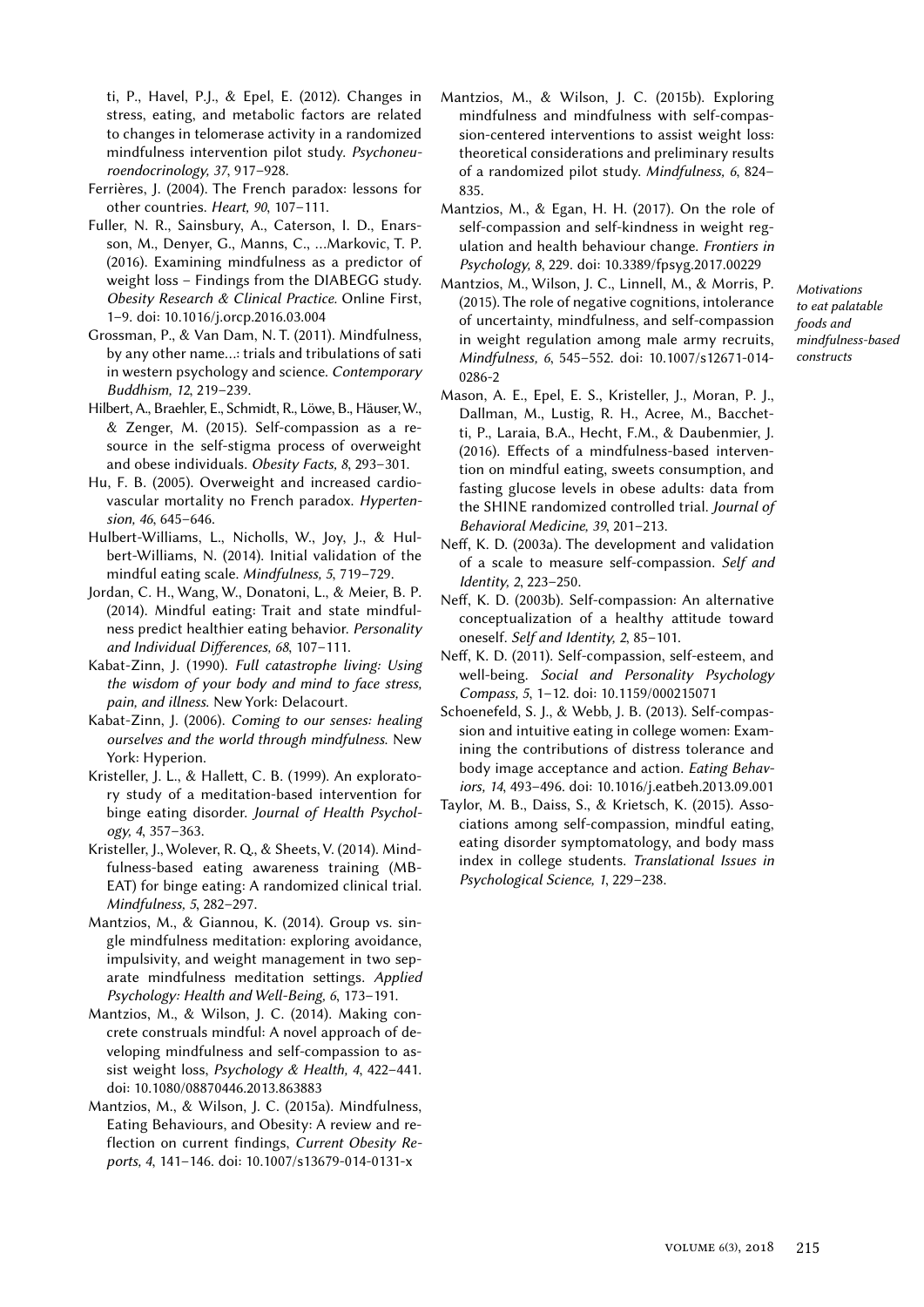ti, P., Havel, P.J., & Epel, E. (2012). Changes in stress, eating, and metabolic factors are related to changes in telomerase activity in a randomized mindfulness intervention pilot study. *Psychoneuroendocrinology, 37*, 917–928.

Ferrières, J. (2004). The French paradox: lessons for other countries. *Heart, 90*, 107–111.

Fuller, N. R., Sainsbury, A., Caterson, I. D., Enarsson, M., Denyer, G., Manns, C., …Markovic, T. P. (2016). Examining mindfulness as a predictor of weight loss – Findings from the DIABEGG study. *Obesity Research & Clinical Practice.* Online First, 1–9. doi: 10.1016/j.orcp.2016.03.004

Grossman, P., & Van Dam, N. T. (2011). Mindfulness, by any other name…: trials and tribulations of sati in western psychology and science. *Contemporary Buddhism, 12*, 219–239.

Hilbert, A., Braehler, E., Schmidt, R., Löwe, B., Häuser, W., & Zenger, M. (2015). Self-compassion as a resource in the self-stigma process of overweight and obese individuals. *Obesity Facts, 8*, 293–301.

Hu, F. B. (2005). Overweight and increased cardiovascular mortality no French paradox. *Hypertension, 46*, 645–646.

Hulbert-Williams, L., Nicholls, W., Joy, J., & Hulbert-Williams, N. (2014). Initial validation of the mindful eating scale. *Mindfulness, 5*, 719–729.

Jordan, C. H., Wang, W., Donatoni, L., & Meier, B. P. (2014). Mindful eating: Trait and state mindfulness predict healthier eating behavior. *Personality and Individual Differences, 68*, 107–111.

Kabat-Zinn, J. (1990). *Full catastrophe living: Using the wisdom of your body and mind to face stress, pain, and illness.* New York: Delacourt.

Kabat-Zinn, J. (2006). *Coming to our senses: healing ourselves and the world through mindfulness.* New York: Hyperion.

Kristeller, J. L., & Hallett, C. B. (1999). An exploratory study of a meditation-based intervention for binge eating disorder. *Journal of Health Psychology, 4*, 357–363.

Kristeller, J., Wolever, R. Q., & Sheets, V. (2014). Mindfulness-based eating awareness training (MB-EAT) for binge eating: A randomized clinical trial. *Mindfulness, 5*, 282–297.

Mantzios, M., & Giannou, K. (2014). Group vs. single mindfulness meditation: exploring avoidance, impulsivity, and weight management in two separate mindfulness meditation settings. *Applied Psychology: Health and Well-Being, 6*, 173–191.

Mantzios, M., & Wilson, J. C. (2014). Making concrete construals mindful: A novel approach of developing mindfulness and self-compassion to assist weight loss, *Psychology & Health, 4*, 422–441. doi: 10.1080/08870446.2013.863883

Mantzios, M., & Wilson, J. C. (2015a). Mindfulness, Eating Behaviours, and Obesity: A review and reflection on current findings, *Current Obesity Reports, 4*, 141–146. doi: 10.1007/s13679-014-0131-x

Mantzios, M., & Wilson, J. C. (2015b). Exploring mindfulness and mindfulness with self-compassion-centered interventions to assist weight loss: theoretical considerations and preliminary results of a randomized pilot study. *Mindfulness, 6*, 824–835.

Mantzios, M., & Egan, H. H. (2017). On the role of self-compassion and self-kindness in weight regulation and health behaviour change. *Frontiers in Psychology, 8*, 229. doi: 10.3389/fpsyg.2017.00229

Mantzios, M., Wilson, J. C., Linnell, M., & Morris, P. (2015). The role of negative cognitions, intolerance of uncertainty, mindfulness, and self-compassion in weight regulation among male army recruits, *Mindfulness, 6*, 545–552. doi: 10.1007/s12671-014-0286-2

Mason, A. E., Epel, E. S., Kristeller, J., Moran, P. J., Dallman, M., Lustig, R. H., Acree, M., Bacchetti, P., Laraia, B.A., Hecht, F.M., & Daubenmier, J. (2016). Effects of a mindfulness-based intervention on mindful eating, sweets consumption, and fasting glucose levels in obese adults: data from the SHINE randomized controlled trial. *Journal of Behavioral Medicine, 39*, 201–213.

Neff, K. D. (2003a). The development and validation of a scale to measure self-compassion. *Self and Identity, 2*, 223–250.

Neff, K. D. (2003b). Self-compassion: An alternative conceptualization of a healthy attitude toward oneself. *Self and Identity, 2*, 85–101.

Neff, K. D. (2011). Self-compassion, self-esteem, and well-being. *Social and Personality Psychology Compass, 5*, 1–12. doi: 10.1159/000215071

Schoenefeld, S. J., & Webb, J. B. (2013). Self-compassion and intuitive eating in college women: Examining the contributions of distress tolerance and body image acceptance and action. *Eating Behaviors, 14*, 493–496. doi: 10.1016/j.eatbeh.2013.09.001

Taylor, M. B., Daiss, S., & Krietsch, K. (2015). Associations among self-compassion, mindful eating, eating disorder symptomatology, and body mass index in college students. *Translational Issues in Psychological Science, 1*, 229–238.